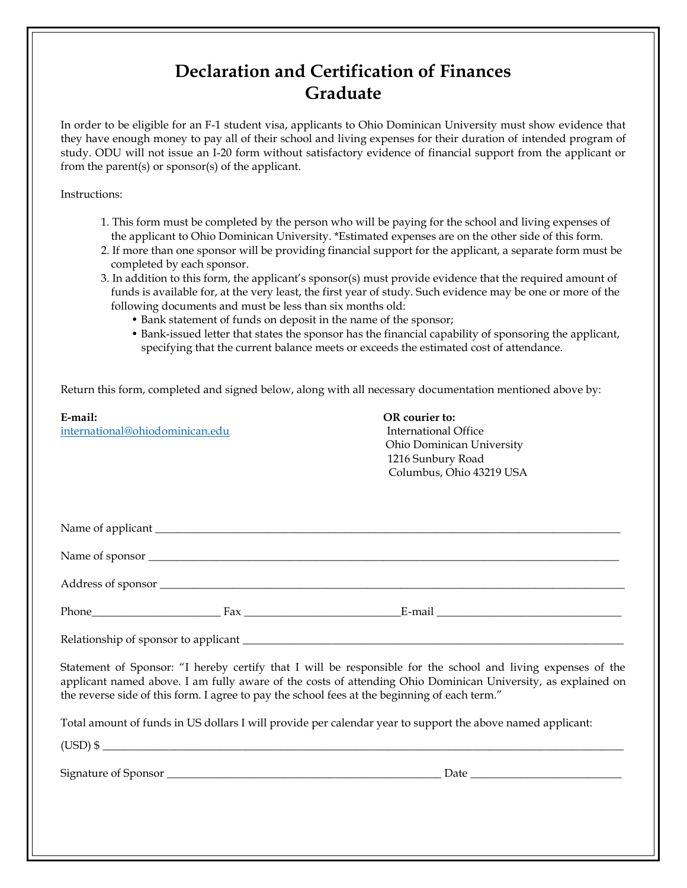# Declaration and Certification of Finances
# Graduate

In order to be eligible for an F-1 student visa, applicants to Ohio Dominican University must show evidence that they have enough money to pay all of their school and living expenses for their duration of intended program of study. ODU will not issue an I-20 form without satisfactory evidence of financial support from the applicant or from the parent(s) or sponsor(s) of the applicant.

Instructions:

1. This form must be completed by the person who will be paying for the school and living expenses of the applicant to Ohio Dominican University. *Estimated expenses are on the other side of this form.
2. If more than one sponsor will be providing financial support for the applicant, a separate form must be completed by each sponsor.
3. In addition to this form, the applicant's sponsor(s) must provide evidence that the required amount of funds is available for, at the very least, the first year of study. Such evidence may be one or more of the following documents and must be less than six months old:
   - Bank statement of funds on deposit in the name of the sponsor;
   - Bank-issued letter that states the sponsor has the financial capability of sponsoring the applicant, specifying that the current balance meets or exceeds the estimated cost of attendance.

Return this form, completed and signed below, along with all necessary documentation mentioned above by:

**E-mail:**
international@ohiodominican.edu

**OR courier to:**
International Office
Ohio Dominican University
1216 Sunbury Road
Columbus, Ohio 43219 USA

Name of applicant ______________________________________________

Name of sponsor ______________________________________________

Address of sponsor ______________________________________________

Phone______________________ Fax __________________________E-mail ________________________________

Relationship of sponsor to applicant ______________________________________________

Statement of Sponsor: "I hereby certify that I will be responsible for the school and living expenses of the applicant named above. I am fully aware of the costs of attending Ohio Dominican University, as explained on the reverse side of this form. I agree to pay the school fees at the beginning of each term."

Total amount of funds in US dollars I will provide per calendar year to support the above named applicant:

(USD) $ ______________________________________________

Signature of Sponsor _______________________________________________ Date _________________________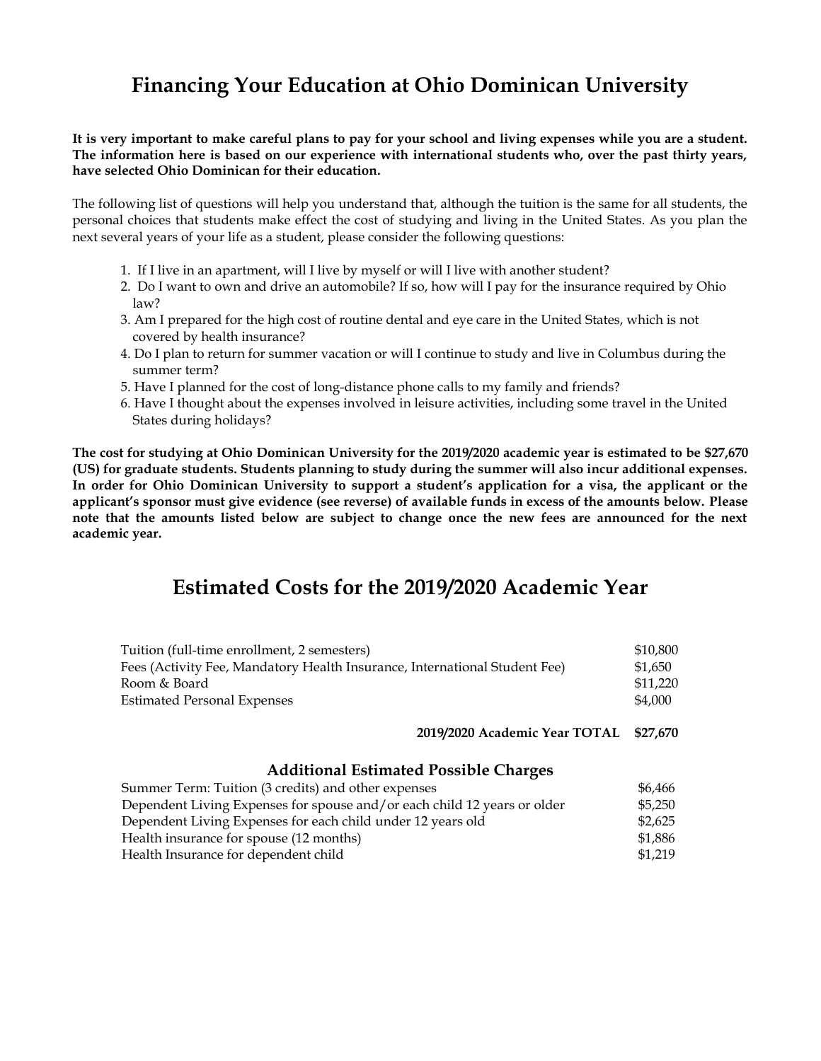# Financing Your Education at Ohio Dominican University

**It is very important to make careful plans to pay for your school and living expenses while you are a student. The information here is based on our experience with international students who, over the past thirty years, have selected Ohio Dominican for their education.**

The following list of questions will help you understand that, although the tuition is the same for all students, the personal choices that students make effect the cost of studying and living in the United States. As you plan the next several years of your life as a student, please consider the following questions:

1. If I live in an apartment, will I live by myself or will I live with another student?
2. Do I want to own and drive an automobile? If so, how will I pay for the insurance required by Ohio law?
3. Am I prepared for the high cost of routine dental and eye care in the United States, which is not covered by health insurance?
4. Do I plan to return for summer vacation or will I continue to study and live in Columbus during the summer term?
5. Have I planned for the cost of long-distance phone calls to my family and friends?
6. Have I thought about the expenses involved in leisure activities, including some travel in the United States during holidays?

**The cost for studying at Ohio Dominican University for the 2019/2020 academic year is estimated to be $27,670 (US) for graduate students. Students planning to study during the summer will also incur additional expenses. In order for Ohio Dominican University to support a student's application for a visa, the applicant or the applicant's sponsor must give evidence (see reverse) of available funds in excess of the amounts below. Please note that the amounts listed below are subject to change once the new fees are announced for the next academic year.**

# Estimated Costs for the 2019/2020 Academic Year

| | |
|---|---|
| Tuition (full-time enrollment, 2 semesters) | $10,800 |
| Fees (Activity Fee, Mandatory Health Insurance, International Student Fee) | $1,650 |
| Room & Board | $11,220 |
| Estimated Personal Expenses | $4,000 |
| **2019/2020 Academic Year TOTAL** | **$27,670** |

### Additional Estimated Possible Charges

| | |
|---|---|
| Summer Term: Tuition (3 credits) and other expenses | $6,466 |
| Dependent Living Expenses for spouse and/or each child 12 years or older | $5,250 |
| Dependent Living Expenses for each child under 12 years old | $2,625 |
| Health insurance for spouse (12 months) | $1,886 |
| Health Insurance for dependent child | $1,219 |